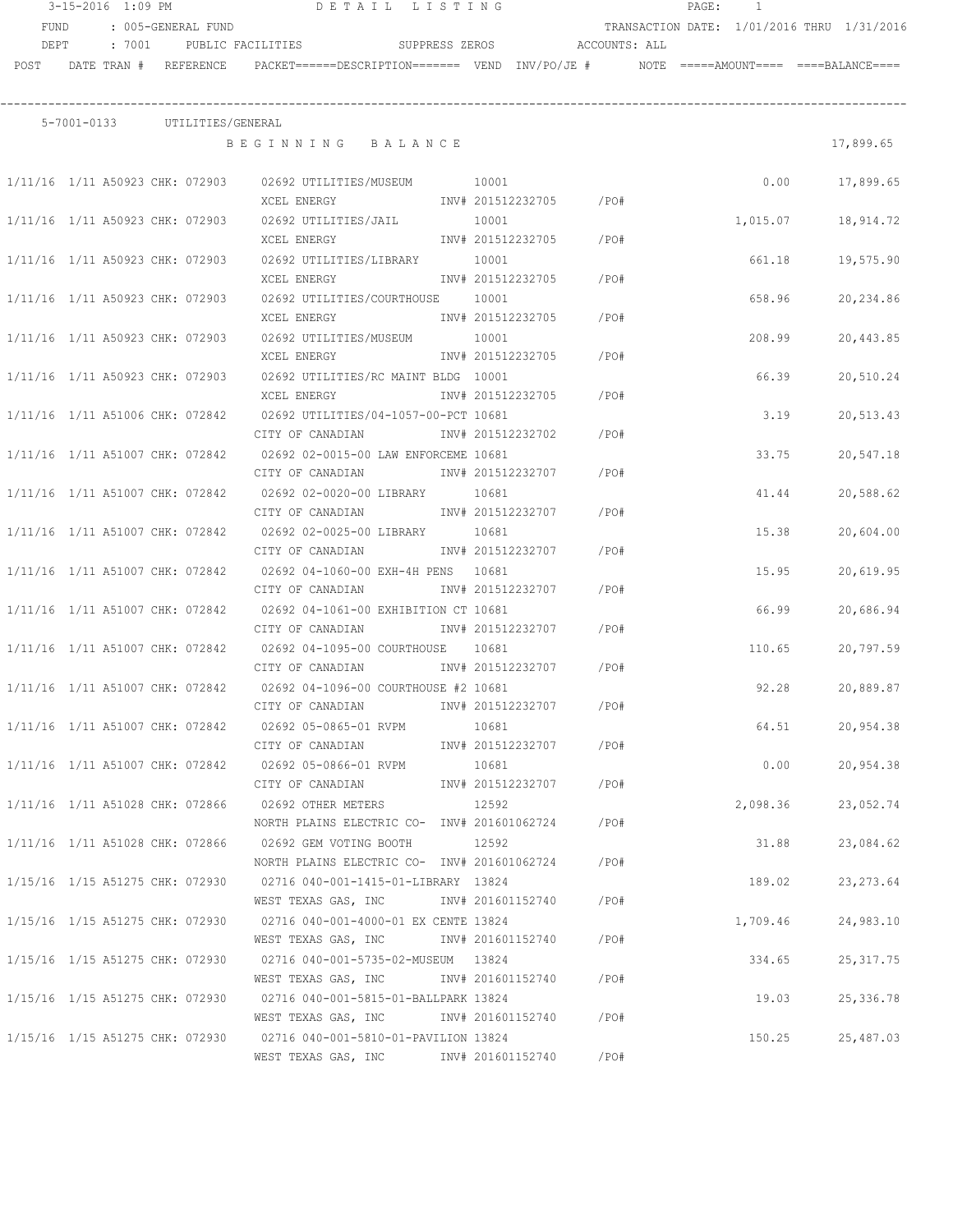3-15-2016 1:09 PM DETAIL LISTING

FUND : 005-GENERAL FUND TRANSACTION DATE: 1/01/2016 THRU 1/31/2016

DEPT : 7001 PUBLIC FACILITIES SUPPRESS ZEROS ACCOUNTS: ALL

| POST | DATE TRAN # | REFERENCE | PACKET======DESCRIPTION======= | VEND | INV/PO/JE # | NOTE | =====AMOUNT==== | ====BALANCE==== |
|---|---|---|---|---|---|---|---|---|
| 5-7001-0133 | UTILITIES/GENERAL | | | | | | | |
| | | | BEGINNING BALANCE | | | | | 17,899.65 |
| 1/11/16 | 1/11 A50923 | CHK: 072903 | 02692 UTILITIES/MUSEUM XCEL ENERGY | 10001 | INV# 201512232705 /PO# | | 0.00 | 17,899.65 |
| 1/11/16 | 1/11 A50923 | CHK: 072903 | 02692 UTILITIES/JAIL XCEL ENERGY | 10001 | INV# 201512232705 /PO# | | 1,015.07 | 18,914.72 |
| 1/11/16 | 1/11 A50923 | CHK: 072903 | 02692 UTILITIES/LIBRARY XCEL ENERGY | 10001 | INV# 201512232705 /PO# | | 661.18 | 19,575.90 |
| 1/11/16 | 1/11 A50923 | CHK: 072903 | 02692 UTILITIES/COURTHOUSE XCEL ENERGY | 10001 | INV# 201512232705 /PO# | | 658.96 | 20,234.86 |
| 1/11/16 | 1/11 A50923 | CHK: 072903 | 02692 UTILITIES/MUSEUM XCEL ENERGY | 10001 | INV# 201512232705 /PO# | | 208.99 | 20,443.85 |
| 1/11/16 | 1/11 A50923 | CHK: 072903 | 02692 UTILITIES/RC MAINT BLDG XCEL ENERGY | 10001 | INV# 201512232705 /PO# | | 66.39 | 20,510.24 |
| 1/11/16 | 1/11 A51006 | CHK: 072842 | 02692 UTILITIES/04-1057-00-PCT CITY OF CANADIAN | 10681 | INV# 201512232702 /PO# | | 3.19 | 20,513.43 |
| 1/11/16 | 1/11 A51007 | CHK: 072842 | 02692 02-0015-00 LAW ENFORCEME CITY OF CANADIAN | 10681 | INV# 201512232707 /PO# | | 33.75 | 20,547.18 |
| 1/11/16 | 1/11 A51007 | CHK: 072842 | 02692 02-0020-00 LIBRARY CITY OF CANADIAN | 10681 | INV# 201512232707 /PO# | | 41.44 | 20,588.62 |
| 1/11/16 | 1/11 A51007 | CHK: 072842 | 02692 02-0025-00 LIBRARY CITY OF CANADIAN | 10681 | INV# 201512232707 /PO# | | 15.38 | 20,604.00 |
| 1/11/16 | 1/11 A51007 | CHK: 072842 | 02692 04-1060-00 EXH-4H PENS CITY OF CANADIAN | 10681 | INV# 201512232707 /PO# | | 15.95 | 20,619.95 |
| 1/11/16 | 1/11 A51007 | CHK: 072842 | 02692 04-1061-00 EXHIBITION CT CITY OF CANADIAN | 10681 | INV# 201512232707 /PO# | | 66.99 | 20,686.94 |
| 1/11/16 | 1/11 A51007 | CHK: 072842 | 02692 04-1095-00 COURTHOUSE CITY OF CANADIAN | 10681 | INV# 201512232707 /PO# | | 110.65 | 20,797.59 |
| 1/11/16 | 1/11 A51007 | CHK: 072842 | 02692 04-1096-00 COURTHOUSE #2 CITY OF CANADIAN | 10681 | INV# 201512232707 /PO# | | 92.28 | 20,889.87 |
| 1/11/16 | 1/11 A51007 | CHK: 072842 | 02692 05-0865-01 RVPM CITY OF CANADIAN | 10681 | INV# 201512232707 /PO# | | 64.51 | 20,954.38 |
| 1/11/16 | 1/11 A51007 | CHK: 072842 | 02692 05-0866-01 RVPM CITY OF CANADIAN | 10681 | INV# 201512232707 /PO# | | 0.00 | 20,954.38 |
| 1/11/16 | 1/11 A51028 | CHK: 072866 | 02692 OTHER METERS NORTH PLAINS ELECTRIC CO- | 12592 | INV# 201601062724 /PO# | | 2,098.36 | 23,052.74 |
| 1/11/16 | 1/11 A51028 | CHK: 072866 | 02692 GEM VOTING BOOTH NORTH PLAINS ELECTRIC CO- | 12592 | INV# 201601062724 /PO# | | 31.88 | 23,084.62 |
| 1/15/16 | 1/15 A51275 | CHK: 072930 | 02716 040-001-1415-01-LIBRARY WEST TEXAS GAS, INC | 13824 | INV# 201601152740 /PO# | | 189.02 | 23,273.64 |
| 1/15/16 | 1/15 A51275 | CHK: 072930 | 02716 040-001-4000-01 EX CENTE WEST TEXAS GAS, INC | 13824 | INV# 201601152740 /PO# | | 1,709.46 | 24,983.10 |
| 1/15/16 | 1/15 A51275 | CHK: 072930 | 02716 040-001-5735-02-MUSEUM WEST TEXAS GAS, INC | 13824 | INV# 201601152740 /PO# | | 334.65 | 25,317.75 |
| 1/15/16 | 1/15 A51275 | CHK: 072930 | 02716 040-001-5815-01-BALLPARK WEST TEXAS GAS, INC | 13824 | INV# 201601152740 /PO# | | 19.03 | 25,336.78 |
| 1/15/16 | 1/15 A51275 | CHK: 072930 | 02716 040-001-5810-01-PAVILION WEST TEXAS GAS, INC | 13824 | INV# 201601152740 /PO# | | 150.25 | 25,487.03 |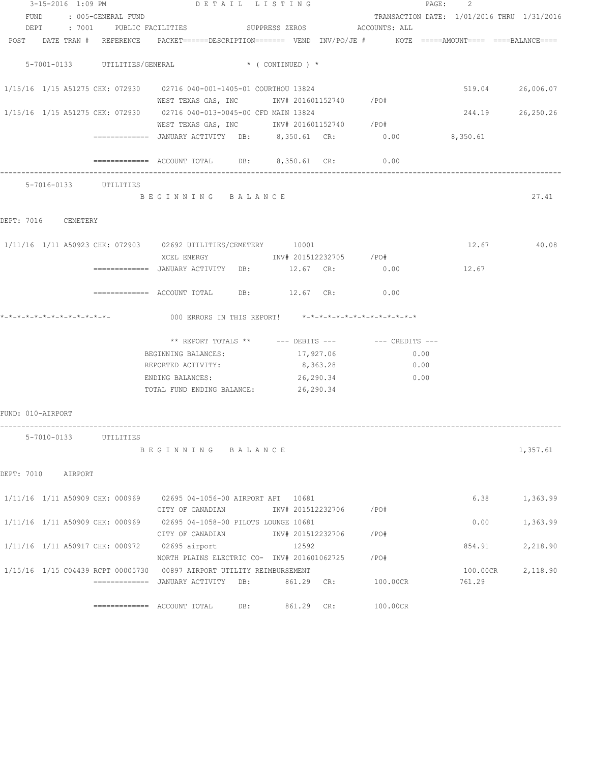3-15-2016 1:09 PM DETAIL LISTING

FUND : 005-GENERAL FUND TRANSACTION DATE: 1/01/2016 THRU 1/31/2016

DEPT : 7001 PUBLIC FACILITIES SUPPRESS ZEROS ACCOUNTS: ALL

```
POST    DATE TRAN #  REFERENCE   PACKET======DESCRIPTION======= VEND  INV/PO/JE #       NOTE  =====AMOUNT====  ====BALANCE====

   5-7001-0133      UTILITIES/GENERAL              * ( CONTINUED ) *

1/15/16  1/15 A51275 CHK: 072930    02716 040-001-1405-01 COURTHOU 13824                                   519.04        26,006.07
                                    WEST TEXAS GAS, INC        INV# 201601152740      /PO#
1/15/16  1/15 A51275 CHK: 072930    02716 040-013-0045-00 CFD MAIN 13824                                   244.19        26,250.26
                                    WEST TEXAS GAS, INC        INV# 201601152740      /PO#
                    =============  JANUARY ACTIVITY   DB:       8,350.61  CR:          0.00          8,350.61

                    =============  ACCOUNT TOTAL      DB:       8,350.61  CR:          0.00
-----------------------------------------------------------------------------------------------------------------------------
   5-7016-0133      UTILITIES
                                   B E G I N N I N G   B A L A N C E                                                   27.41

DEPT: 7016    CEMETERY

1/11/16  1/11 A50923 CHK: 072903    02692 UTILITIES/CEMETERY      10001                                     12.67            40.08
                                    XCEL ENERGY                INV# 201512232705      /PO#
                    =============  JANUARY ACTIVITY   DB:          12.67  CR:          0.00             12.67

                    =============  ACCOUNT TOTAL      DB:          12.67  CR:          0.00

*-*-*-*-*-*-*-*-*-*-*-*-*-         000 ERRORS IN THIS REPORT!     *-*-*-*-*-*-*-*-*-*-*-*-*-*

                                   ** REPORT TOTALS **      --- DEBITS ---         --- CREDITS ---
                                   BEGINNING BALANCES:          17,927.06                 0.00
                                   REPORTED ACTIVITY:            8,363.28                 0.00
                                   ENDING BALANCES:             26,290.34                 0.00
                                   TOTAL FUND ENDING BALANCE:   26,290.34

FUND: 010-AIRPORT
-----------------------------------------------------------------------------------------------------------------------------
   5-7010-0133      UTILITIES
                                   B E G I N N I N G   B A L A N C E                                                1,357.61

DEPT: 7010    AIRPORT

1/11/16  1/11 A50909 CHK: 000969    02695 04-1056-00 AIRPORT APT  10681                                      6.38         1,363.99
                                    CITY OF CANADIAN           INV# 201512232706      /PO#
1/11/16  1/11 A50909 CHK: 000969    02695 04-1058-00 PILOTS LOUNGE 10681                                     0.00         1,363.99
                                    CITY OF CANADIAN           INV# 201512232706      /PO#
1/11/16  1/11 A50917 CHK: 000972    02695 airport                 12592                                    854.91         2,218.90
                                    NORTH PLAINS ELECTRIC CO-  INV# 201601062725      /PO#
1/15/16  1/15 C04439 RCPT 00005730  00897 AIRPORT UTILITY REIMBURSEMENT                                   100.00CR        2,118.90
                    =============  JANUARY ACTIVITY   DB:         861.29  CR:        100.00CR          761.29

                    =============  ACCOUNT TOTAL      DB:         861.29  CR:        100.00CR
```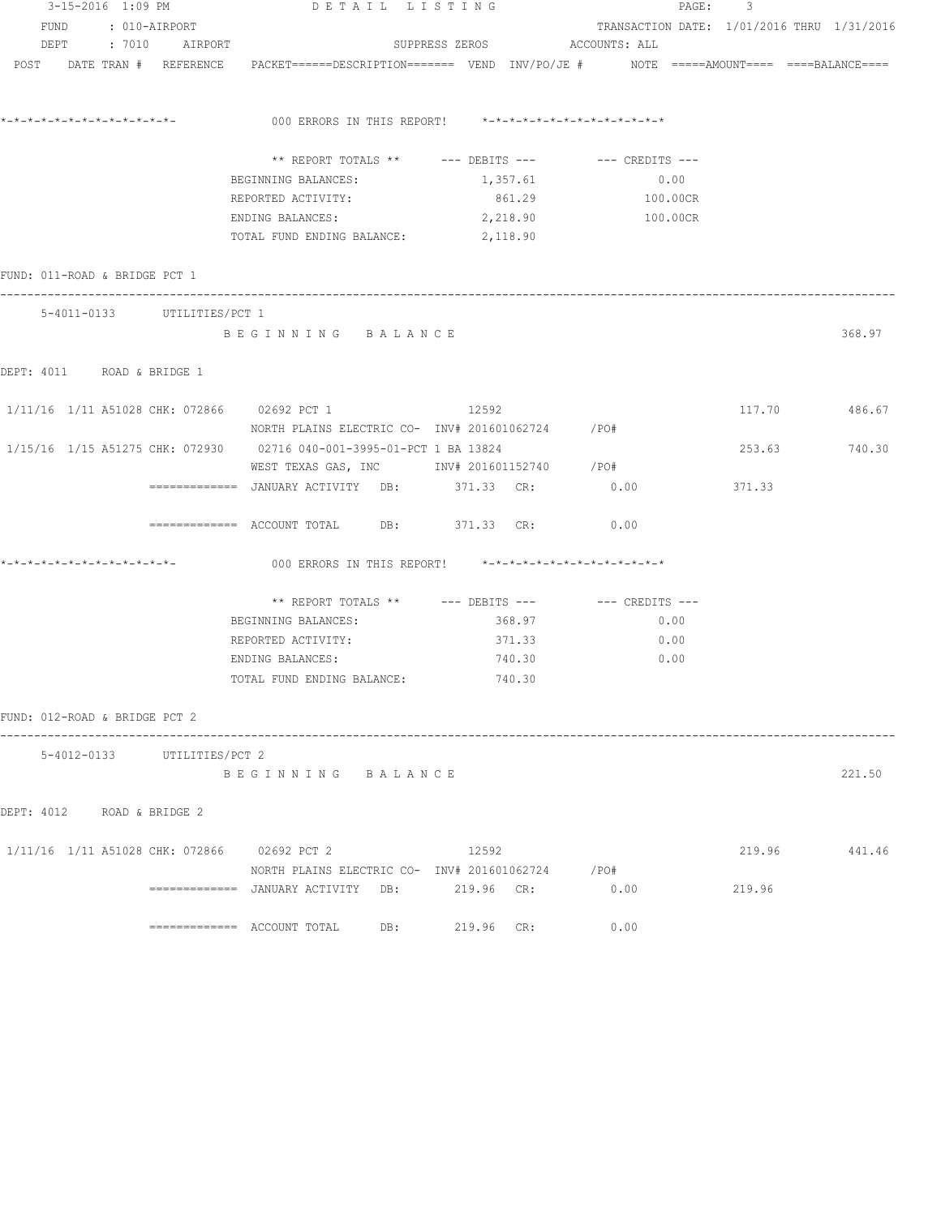3-15-2016 1:09 PM DETAIL LISTING PAGE: 3

FUND : 010-AIRPORT TRANSACTION DATE: 1/01/2016 THRU 1/31/2016

DEPT : 7010 AIRPORT SUPPRESS ZEROS ACCOUNTS: ALL

POST DATE TRAN # REFERENCE PACKET======DESCRIPTION======= VEND INV/PO/JE # NOTE =====AMOUNT==== ====BALANCE====

*-*-*-*-*-*-*-*-*-*-*-*-*-*- 000 ERRORS IN THIS REPORT! *-*-*-*-*-*-*-*-*-*-*-*-*-*-*

| ** REPORT TOTALS ** | --- DEBITS --- | --- CREDITS --- |
|---|---|---|
| BEGINNING BALANCES: | 1,357.61 | 0.00 |
| REPORTED ACTIVITY: | 861.29 | 100.00CR |
| ENDING BALANCES: | 2,218.90 | 100.00CR |
| TOTAL FUND ENDING BALANCE: | 2,118.90 | |

FUND: 011-ROAD & BRIDGE PCT 1

5-4011-0133 UTILITIES/PCT 1

B E G I N N I N G B A L A N C E 368.97

DEPT: 4011 ROAD & BRIDGE 1

| POST | DATE | TRAN # | REFERENCE | PACKET / DESCRIPTION | VEND | INV/PO/JE # | AMOUNT | BALANCE |
|---|---|---|---|---|---|---|---|---|
| 1/11/16 | 1/11 | A51028 | CHK: 072866 | 02692 PCT 1 NORTH PLAINS ELECTRIC CO- | 12592 | INV# 201601062724 /PO# | 117.70 | 486.67 |
| 1/15/16 | 1/15 | A51275 | CHK: 072930 | 02716 040-001-3995-01-PCT 1 BA 13824 WEST TEXAS GAS, INC | | INV# 201601152740 /PO# | 253.63 | 740.30 |

============= JANUARY ACTIVITY DB: 371.33 CR: 0.00 371.33

============= ACCOUNT TOTAL DB: 371.33 CR: 0.00

*-*-*-*-*-*-*-*-*-*-*-*-*-*- 000 ERRORS IN THIS REPORT! *-*-*-*-*-*-*-*-*-*-*-*-*-*-*

| ** REPORT TOTALS ** | --- DEBITS --- | --- CREDITS --- |
|---|---|---|
| BEGINNING BALANCES: | 368.97 | 0.00 |
| REPORTED ACTIVITY: | 371.33 | 0.00 |
| ENDING BALANCES: | 740.30 | 0.00 |
| TOTAL FUND ENDING BALANCE: | 740.30 | |

FUND: 012-ROAD & BRIDGE PCT 2

5-4012-0133 UTILITIES/PCT 2

B E G I N N I N G B A L A N C E 221.50

DEPT: 4012 ROAD & BRIDGE 2

| POST | DATE | TRAN # | REFERENCE | PACKET / DESCRIPTION | VEND | INV/PO/JE # | AMOUNT | BALANCE |
|---|---|---|---|---|---|---|---|---|
| 1/11/16 | 1/11 | A51028 | CHK: 072866 | 02692 PCT 2 NORTH PLAINS ELECTRIC CO- | 12592 | INV# 201601062724 /PO# | 219.96 | 441.46 |

============= JANUARY ACTIVITY DB: 219.96 CR: 0.00 219.96

============= ACCOUNT TOTAL DB: 219.96 CR: 0.00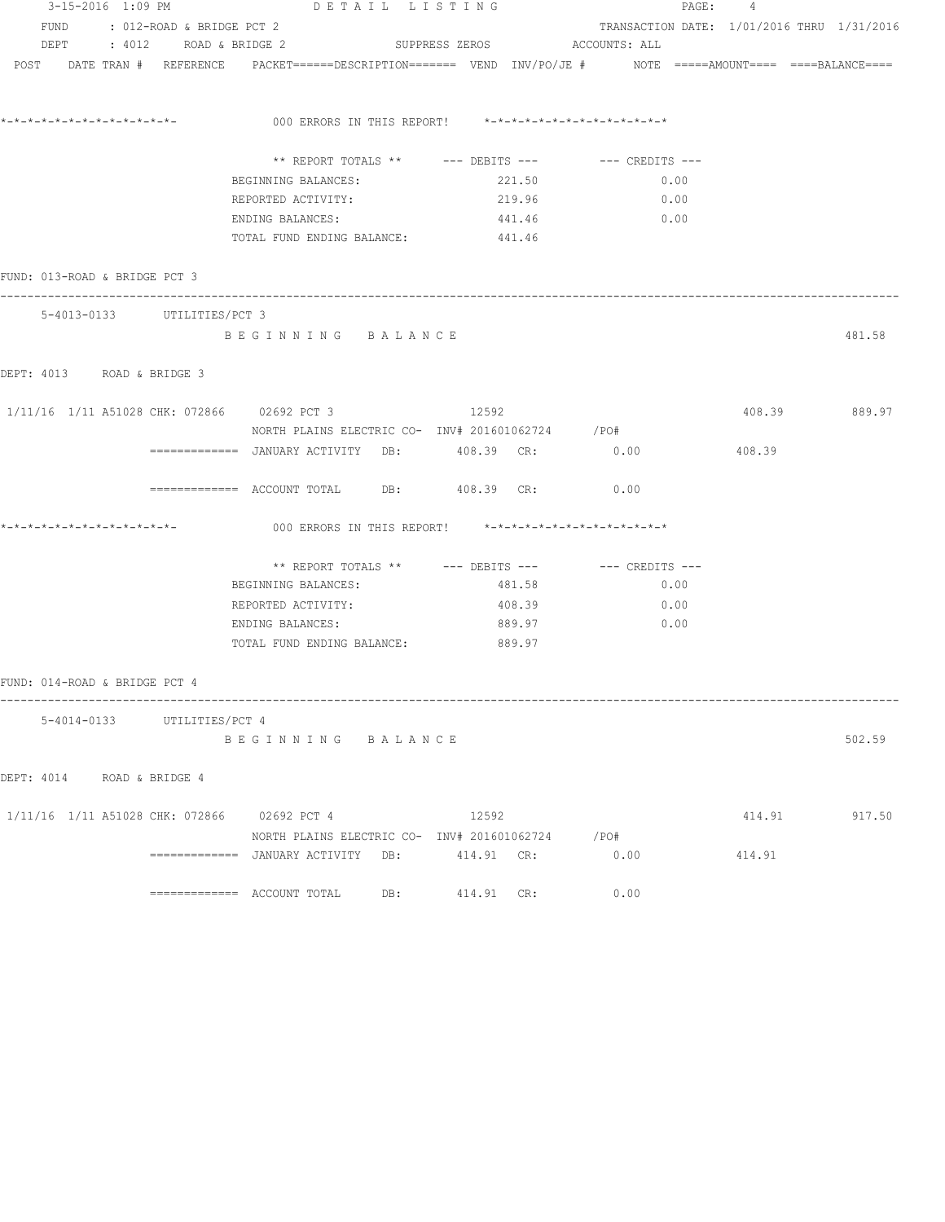```
*-*-*-*-*-*-*-*-*-*-*-*-*-*-           000 ERRORS IN THIS REPORT!     *-*-*-*-*-*-*-*-*-*-*-*-*-*

                        ** REPORT TOTALS **      --- DEBITS ---         --- CREDITS ---
                        BEGINNING BALANCES:              221.50                  0.00
                        REPORTED ACTIVITY:               219.96                  0.00
                        ENDING BALANCES:                 441.46                  0.00
                        TOTAL FUND ENDING BALANCE:       441.46

FUND: 013-ROAD & BRIDGE PCT 3
-----------------------------------------------------------------------------------------------------------------------------
     5-4013-0133      UTILITIES/PCT 3
                        B E G I N N I N G   B A L A N C E                                                        481.58

DEPT: 4013     ROAD & BRIDGE 3

 1/11/16  1/11 A51028 CHK: 072866     02692 PCT 3                  12592                                  408.39        889.97
                        NORTH PLAINS ELECTRIC CO-  INV# 201601062724     /PO#
              =============  JANUARY ACTIVITY   DB:       408.39  CR:          0.00              408.39

              =============  ACCOUNT TOTAL      DB:       408.39  CR:          0.00

*-*-*-*-*-*-*-*-*-*-*-*-*-*-           000 ERRORS IN THIS REPORT!     *-*-*-*-*-*-*-*-*-*-*-*-*-*

                        ** REPORT TOTALS **      --- DEBITS ---         --- CREDITS ---
                        BEGINNING BALANCES:              481.58                  0.00
                        REPORTED ACTIVITY:               408.39                  0.00
                        ENDING BALANCES:                 889.97                  0.00
                        TOTAL FUND ENDING BALANCE:       889.97

FUND: 014-ROAD & BRIDGE PCT 4
-----------------------------------------------------------------------------------------------------------------------------
     5-4014-0133      UTILITIES/PCT 4
                        B E G I N N I N G   B A L A N C E                                                        502.59

DEPT: 4014     ROAD & BRIDGE 4

 1/11/16  1/11 A51028 CHK: 072866     02692 PCT 4                  12592                                  414.91        917.50
                        NORTH PLAINS ELECTRIC CO-  INV# 201601062724     /PO#
              =============  JANUARY ACTIVITY   DB:       414.91  CR:          0.00              414.91

              =============  ACCOUNT TOTAL      DB:       414.91  CR:          0.00
```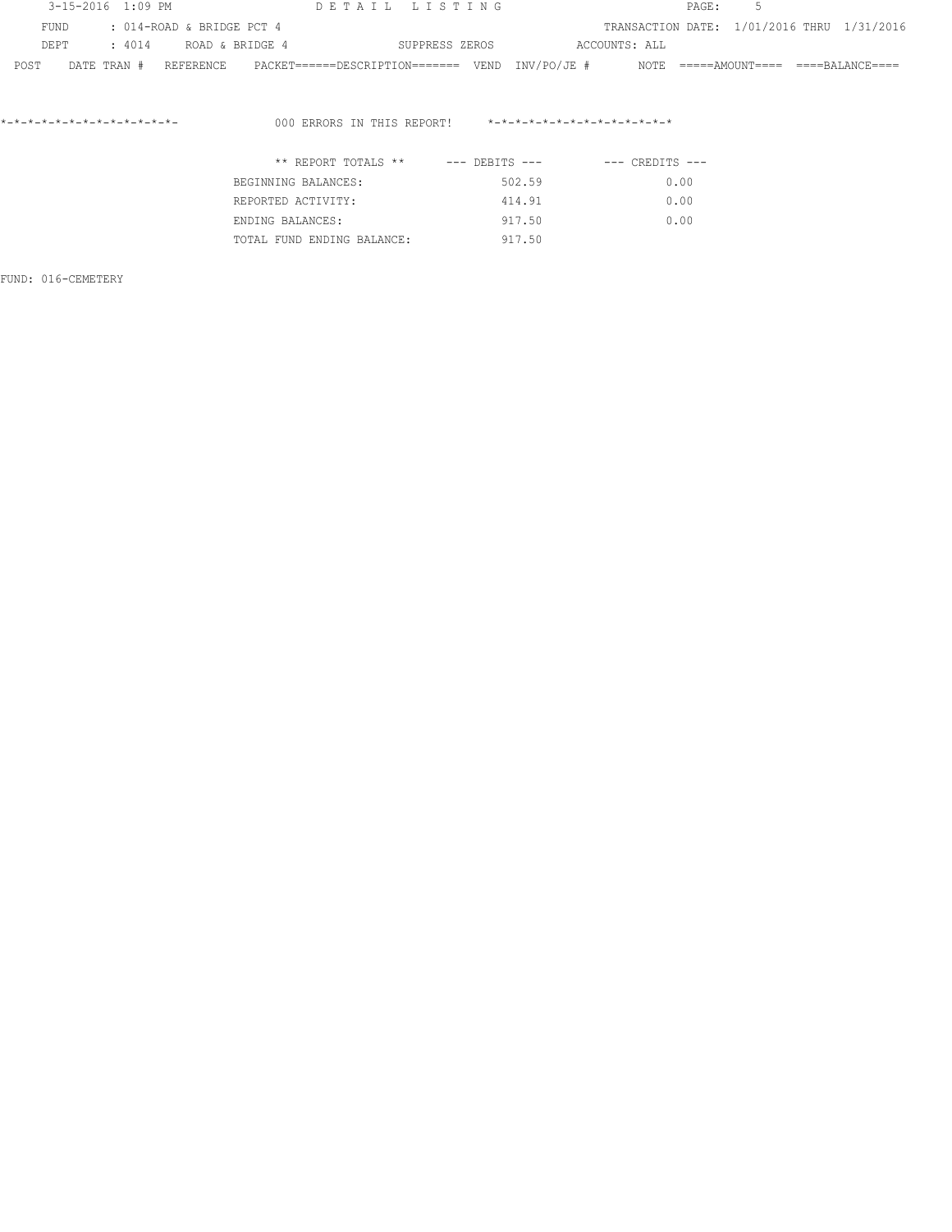3-15-2016 1:09 PM DETAIL LISTING PAGE: 5

FUND : 014-ROAD & BRIDGE PCT 4 TRANSACTION DATE: 1/01/2016 THRU 1/31/2016

DEPT : 4014 ROAD & BRIDGE 4 SUPPRESS ZEROS ACCOUNTS: ALL

POST DATE TRAN # REFERENCE PACKET======DESCRIPTION======= VEND INV/PO/JE # NOTE =====AMOUNT==== ====BALANCE====

*-*-*-*-*-*-*-*-*-*-*-*-*-*- 000 ERRORS IN THIS REPORT! *-*-*-*-*-*-*-*-*-*-*-*-*-*

| ** REPORT TOTALS ** | --- DEBITS --- | --- CREDITS --- |
|---|---|---|
| BEGINNING BALANCES: | 502.59 | 0.00 |
| REPORTED ACTIVITY: | 414.91 | 0.00 |
| ENDING BALANCES: | 917.50 | 0.00 |
| TOTAL FUND ENDING BALANCE: | 917.50 | |

FUND: 016-CEMETERY